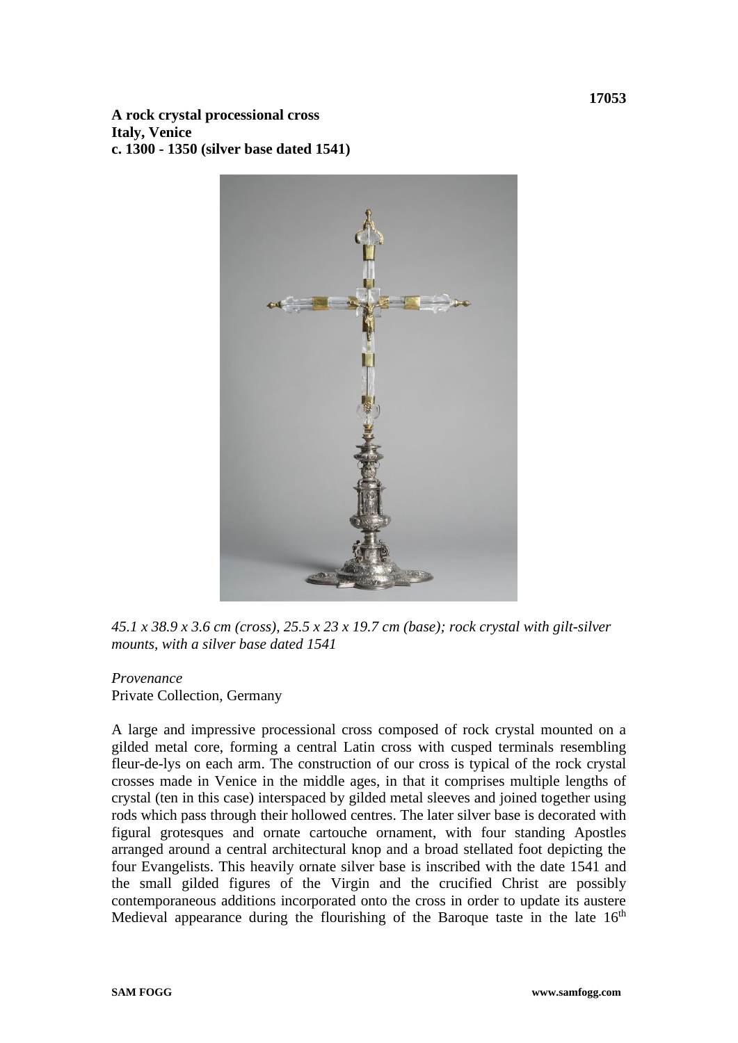17053

**A rock crystal processional cross**
**Italy, Venice**
**c. 1300 - 1350 (silver base dated 1541)**

*45.1 x 38.9 x 3.6 cm (cross), 25.5 x 23 x 19.7 cm (base); rock crystal with gilt-silver mounts, with a silver base dated 1541*

*Provenance*
Private Collection, Germany

A large and impressive processional cross composed of rock crystal mounted on a gilded metal core, forming a central Latin cross with cusped terminals resembling fleur-de-lys on each arm. The construction of our cross is typical of the rock crystal crosses made in Venice in the middle ages, in that it comprises multiple lengths of crystal (ten in this case) interspaced by gilded metal sleeves and joined together using rods which pass through their hollowed centres. The later silver base is decorated with figural grotesques and ornate cartouche ornament, with four standing Apostles arranged around a central architectural knop and a broad stellated foot depicting the four Evangelists. This heavily ornate silver base is inscribed with the date 1541 and the small gilded figures of the Virgin and the crucified Christ are possibly contemporaneous additions incorporated onto the cross in order to update its austere Medieval appearance during the flourishing of the Baroque taste in the late 16th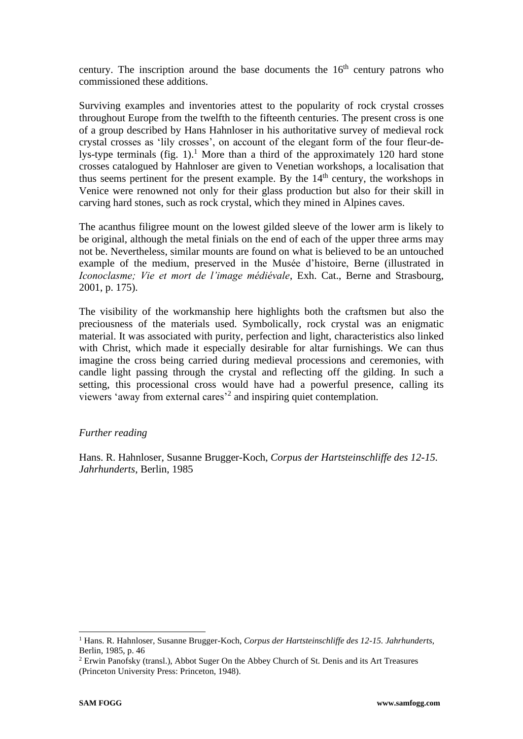century. The inscription around the base documents the 16th century patrons who commissioned these additions.

Surviving examples and inventories attest to the popularity of rock crystal crosses throughout Europe from the twelfth to the fifteenth centuries. The present cross is one of a group described by Hans Hahnloser in his authoritative survey of medieval rock crystal crosses as 'lily crosses', on account of the elegant form of the four fleur-de-lys-type terminals (fig. 1).[1] More than a third of the approximately 120 hard stone crosses catalogued by Hahnloser are given to Venetian workshops, a localisation that thus seems pertinent for the present example. By the 14th century, the workshops in Venice were renowned not only for their glass production but also for their skill in carving hard stones, such as rock crystal, which they mined in Alpines caves.

The acanthus filigree mount on the lowest gilded sleeve of the lower arm is likely to be original, although the metal finials on the end of each of the upper three arms may not be. Nevertheless, similar mounts are found on what is believed to be an untouched example of the medium, preserved in the Musée d'histoire, Berne (illustrated in *Iconoclasme; Vie et mort de l'image médiévale*, Exh. Cat., Berne and Strasbourg, 2001, p. 175).

The visibility of the workmanship here highlights both the craftsmen but also the preciousness of the materials used. Symbolically, rock crystal was an enigmatic material. It was associated with purity, perfection and light, characteristics also linked with Christ, which made it especially desirable for altar furnishings. We can thus imagine the cross being carried during medieval processions and ceremonies, with candle light passing through the crystal and reflecting off the gilding. In such a setting, this processional cross would have had a powerful presence, calling its viewers 'away from external cares'[2] and inspiring quiet contemplation.

*Further reading*

Hans. R. Hahnloser, Susanne Brugger-Koch, *Corpus der Hartsteinschliffe des 12-15. Jahrhunderts*, Berlin, 1985

---

[1] Hans. R. Hahnloser, Susanne Brugger-Koch, *Corpus der Hartsteinschliffe des 12-15. Jahrhunderts*, Berlin, 1985, p. 46

[2] Erwin Panofsky (transl.), Abbot Suger On the Abbey Church of St. Denis and its Art Treasures (Princeton University Press: Princeton, 1948).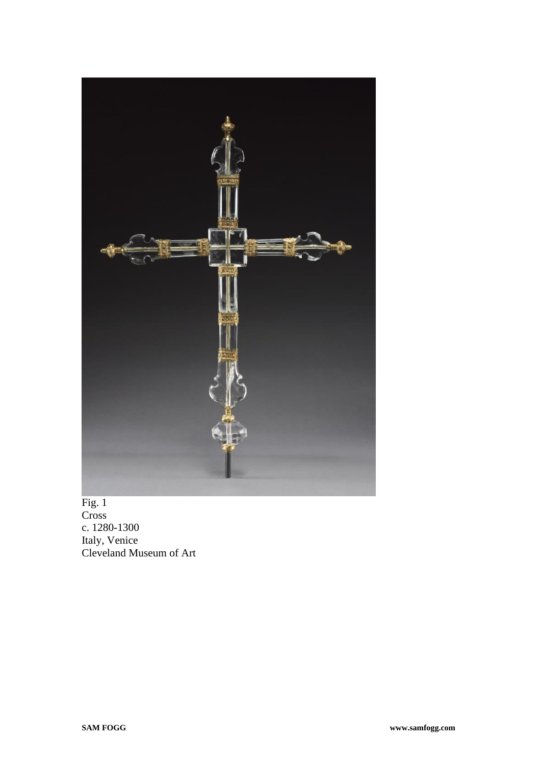Fig. 1
Cross
c. 1280-1300
Italy, Venice
Cleveland Museum of Art